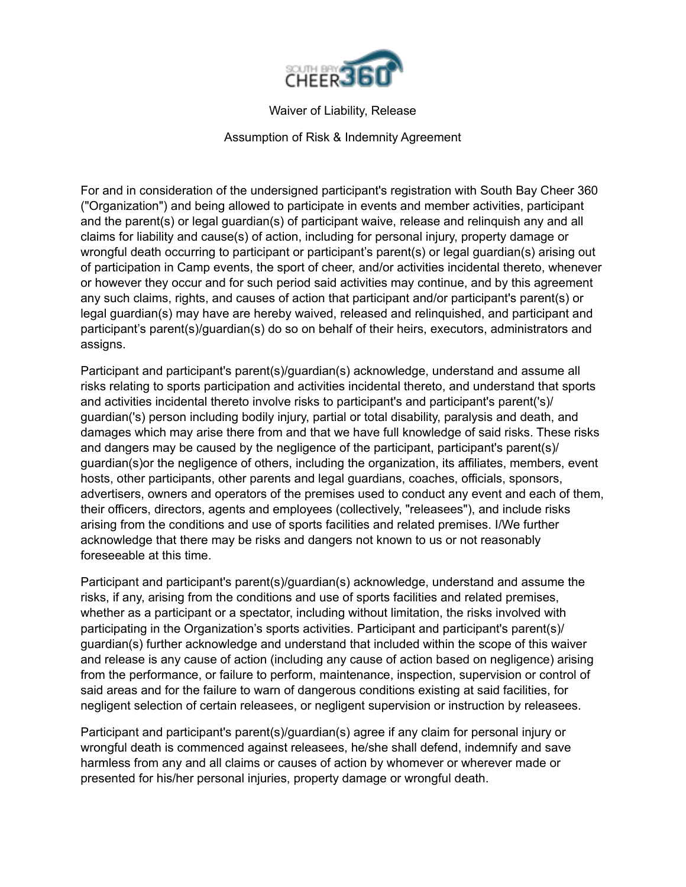# Waiver of Liability, Release

## Assumption of Risk & Indemnity Agreement

For and in consideration of the undersigned participant's registration with South Bay Cheer 360 ("Organization") and being allowed to participate in events and member activities, participant and the parent(s) or legal guardian(s) of participant waive, release and relinquish any and all claims for liability and cause(s) of action, including for personal injury, property damage or wrongful death occurring to participant or participant's parent(s) or legal guardian(s) arising out of participation in Camp events, the sport of cheer, and/or activities incidental thereto, whenever or however they occur and for such period said activities may continue, and by this agreement any such claims, rights, and causes of action that participant and/or participant's parent(s) or legal guardian(s) may have are hereby waived, released and relinquished, and participant and participant's parent(s)/guardian(s) do so on behalf of their heirs, executors, administrators and assigns.

Participant and participant's parent(s)/guardian(s) acknowledge, understand and assume all risks relating to sports participation and activities incidental thereto, and understand that sports and activities incidental thereto involve risks to participant's and participant's parent('s)/guardian('s) person including bodily injury, partial or total disability, paralysis and death, and damages which may arise there from and that we have full knowledge of said risks. These risks and dangers may be caused by the negligence of the participant, participant's parent(s)/guardian(s)or the negligence of others, including the organization, its affiliates, members, event hosts, other participants, other parents and legal guardians, coaches, officials, sponsors, advertisers, owners and operators of the premises used to conduct any event and each of them, their officers, directors, agents and employees (collectively, "releasees"), and include risks arising from the conditions and use of sports facilities and related premises. I/We further acknowledge that there may be risks and dangers not known to us or not reasonably foreseeable at this time.

Participant and participant's parent(s)/guardian(s) acknowledge, understand and assume the risks, if any, arising from the conditions and use of sports facilities and related premises, whether as a participant or a spectator, including without limitation, the risks involved with participating in the Organization's sports activities. Participant and participant's parent(s)/guardian(s) further acknowledge and understand that included within the scope of this waiver and release is any cause of action (including any cause of action based on negligence) arising from the performance, or failure to perform, maintenance, inspection, supervision or control of said areas and for the failure to warn of dangerous conditions existing at said facilities, for negligent selection of certain releasees, or negligent supervision or instruction by releasees.

Participant and participant's parent(s)/guardian(s) agree if any claim for personal injury or wrongful death is commenced against releasees, he/she shall defend, indemnify and save harmless from any and all claims or causes of action by whomever or wherever made or presented for his/her personal injuries, property damage or wrongful death.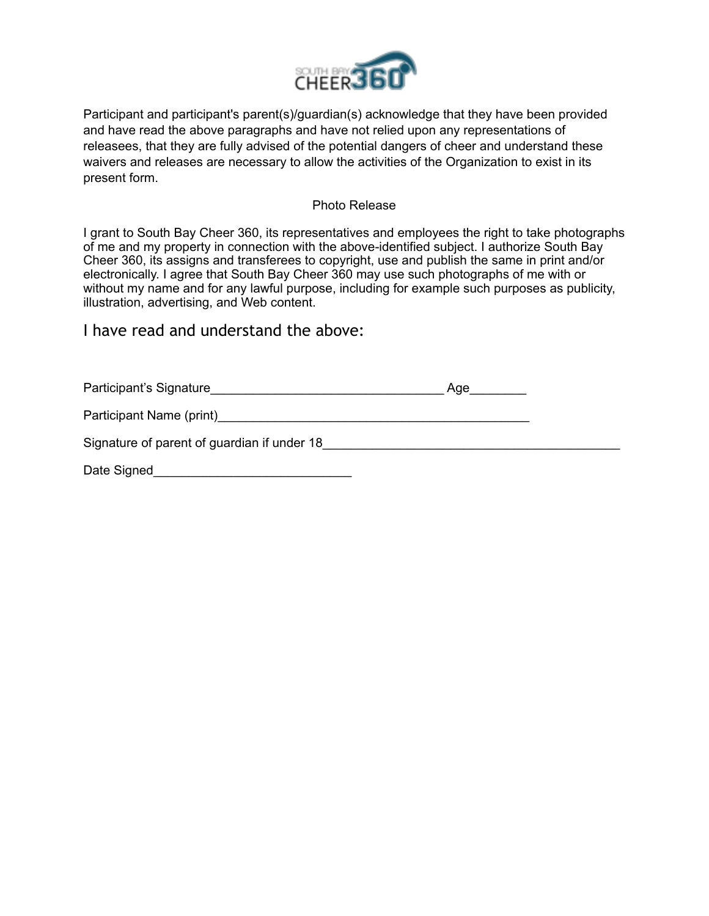Participant and participant's parent(s)/guardian(s) acknowledge that they have been provided and have read the above paragraphs and have not relied upon any representations of releasees, that they are fully advised of the potential dangers of cheer and understand these waivers and releases are necessary to allow the activities of the Organization to exist in its present form.

Photo Release

I grant to South Bay Cheer 360, its representatives and employees the right to take photographs of me and my property in connection with the above-identified subject. I authorize South Bay Cheer 360, its assigns and transferees to copyright, use and publish the same in print and/or electronically. I agree that South Bay Cheer 360 may use such photographs of me with or without my name and for any lawful purpose, including for example such purposes as publicity, illustration, advertising, and Web content.

## I have read and understand the above:

Participant's Signature_________________________________ Age________

Participant Name (print)_____________________________________________

Signature of parent of guardian if under 18__________________________________________

Date Signed___________________________